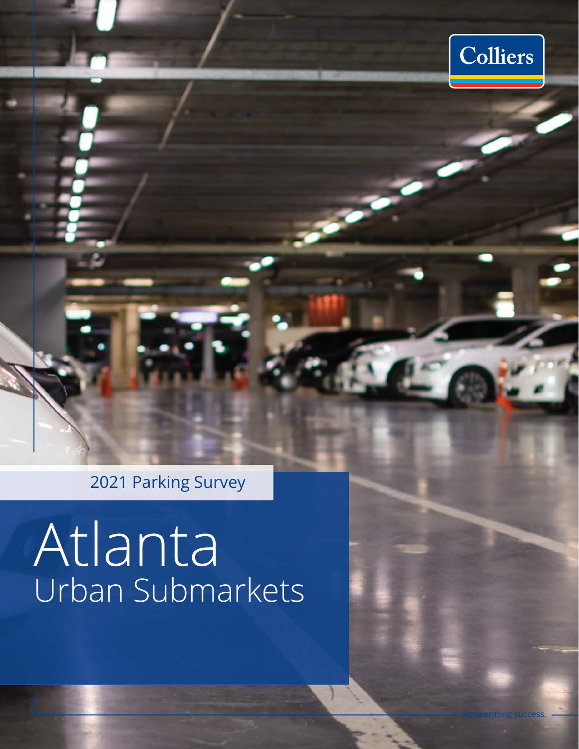Colliers

2021 Parking Survey

# Atlanta
## Urban Submarkets

Accelerating success.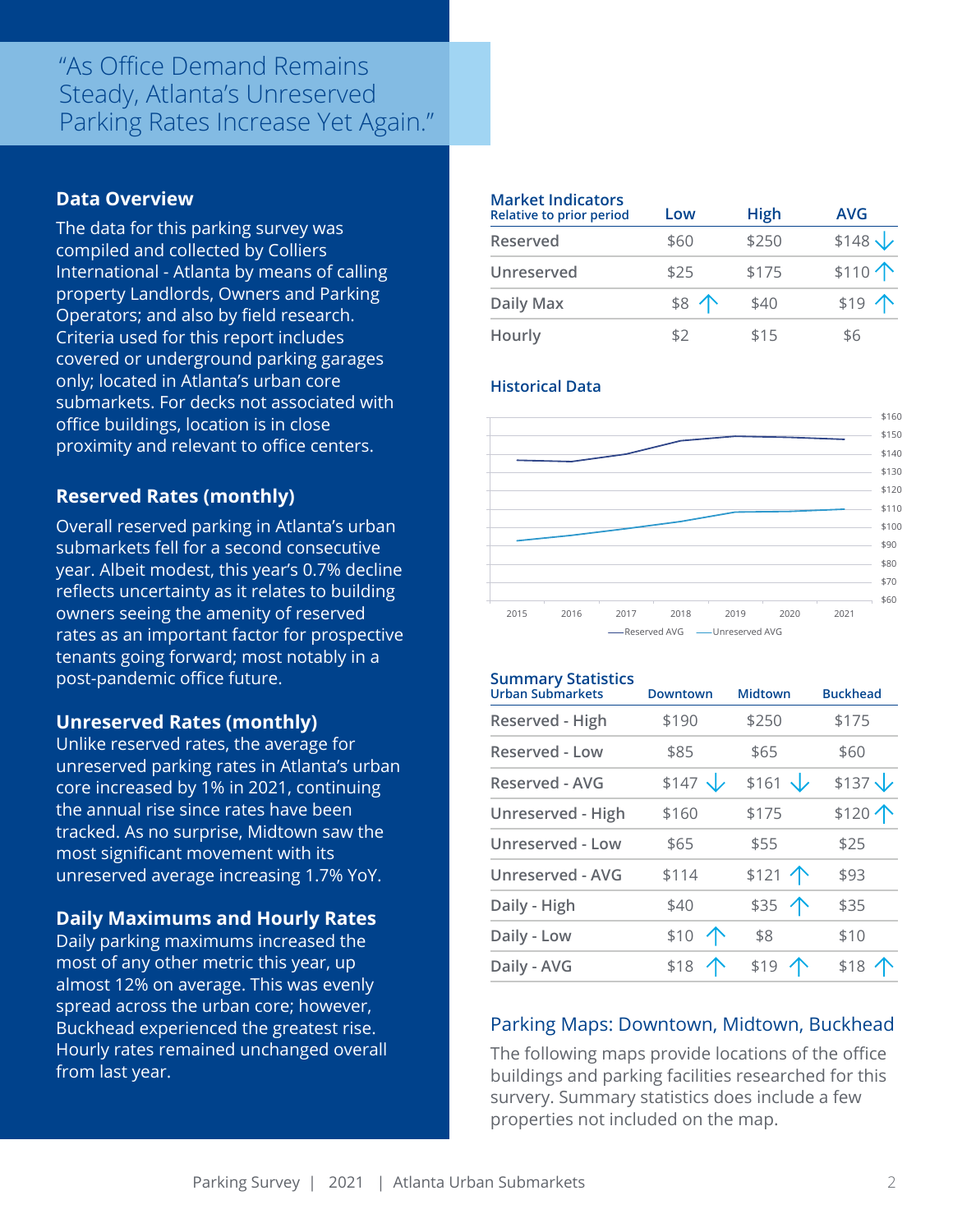"As Office Demand Remains Steady, Atlanta's Unreserved Parking Rates Increase Yet Again."

## Data Overview

The data for this parking survey was compiled and collected by Colliers International - Atlanta by means of calling property Landlords, Owners and Parking Operators; and also by field research. Criteria used for this report includes covered or underground parking garages only; located in Atlanta's urban core submarkets. For decks not associated with office buildings, location is in close proximity and relevant to office centers.

## Reserved Rates (monthly)

Overall reserved parking in Atlanta's urban submarkets fell for a second consecutive year. Albeit modest, this year's 0.7% decline reflects uncertainty as it relates to building owners seeing the amenity of reserved rates as an important factor for prospective tenants going forward; most notably in a post-pandemic office future.

## Unreserved Rates (monthly)

Unlike reserved rates, the average for unreserved parking rates in Atlanta's urban core increased by 1% in 2021, continuing the annual rise since rates have been tracked. As no surprise, Midtown saw the most significant movement with its unreserved average increasing 1.7% YoY.

## Daily Maximums and Hourly Rates

Daily parking maximums increased the most of any other metric this year, up almost 12% on average. This was evenly spread across the urban core; however, Buckhead experienced the greatest rise. Hourly rates remained unchanged overall from last year.

### Market Indicators

Relative to prior period

| | Low | High | AVG |
|---|---|---|---|
| Reserved | $60 | $250 | $148 ↓ |
| Unreserved | $25 | $175 | $110 ↑ |
| Daily Max | $8 ↑ | $40 | $19 ↑ |
| Hourly | $2 | $15 | $6 |

### Historical Data

| Year | Reserved AVG | Unreserved AVG |
|---|---|---|
| 2015 | ~$138 | ~$94 |
| 2016 | ~$137 | ~$97 |
| 2017 | ~$141 | ~$100 |
| 2018 | ~$147 | ~$104 |
| 2019 | ~$150 | ~$108 |
| 2020 | ~$149 | ~$109 |
| 2021 | ~$148 | ~$110 |

### Summary Statistics

Urban Submarkets

| | Downtown | Midtown | Buckhead |
|---|---|---|---|
| Reserved - High | $190 | $250 | $175 |
| Reserved - Low | $85 | $65 | $60 |
| Reserved - AVG | $147 ↓ | $161 ↓ | $137 ↓ |
| Unreserved - High | $160 | $175 | $120 ↑ |
| Unreserved - Low | $65 | $55 | $25 |
| Unreserved - AVG | $114 | $121 ↑ | $93 |
| Daily - High | $40 | $35 ↑ | $35 |
| Daily - Low | $10 ↑ | $8 | $10 |
| Daily - AVG | $18 ↑ | $19 ↑ | $18 ↑ |

### Parking Maps: Downtown, Midtown, Buckhead

The following maps provide locations of the office buildings and parking facilities researched for this survery. Summary statistics does include a few properties not included on the map.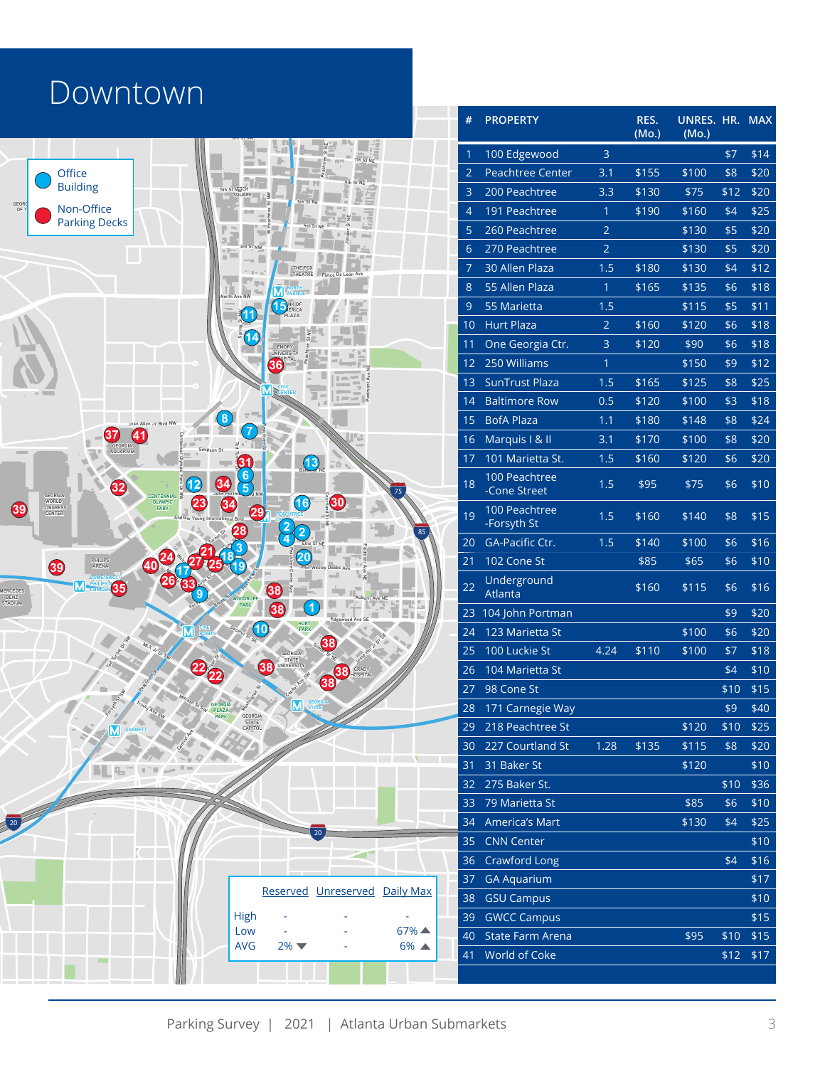# Downtown

- Office Building
- Non-Office Parking Decks

| # | PROPERTY | | RES. (Mo.) | UNRES. (Mo.) | HR. | MAX |
|---|---|---|---|---|---|---|
| 1 | 100 Edgewood | 3 | | | $7 | $14 |
| 2 | Peachtree Center | 3.1 | $155 | $100 | $8 | $20 |
| 3 | 200 Peachtree | 3.3 | $130 | $75 | $12 | $20 |
| 4 | 191 Peachtree | 1 | $190 | $160 | $4 | $25 |
| 5 | 260 Peachtree | 2 | | $130 | $5 | $20 |
| 6 | 270 Peachtree | 2 | | $130 | $5 | $20 |
| 7 | 30 Allen Plaza | 1.5 | $180 | $130 | $4 | $12 |
| 8 | 55 Allen Plaza | 1 | $165 | $135 | $6 | $18 |
| 9 | 55 Marietta | 1.5 | | $115 | $5 | $11 |
| 10 | Hurt Plaza | 2 | $160 | $120 | $6 | $18 |
| 11 | One Georgia Ctr. | 3 | $120 | $90 | $6 | $18 |
| 12 | 250 Williams | 1 | | $150 | $9 | $12 |
| 13 | SunTrust Plaza | 1.5 | $165 | $125 | $8 | $25 |
| 14 | Baltimore Row | 0.5 | $120 | $100 | $3 | $18 |
| 15 | BofA Plaza | 1.1 | $180 | $148 | $8 | $24 |
| 16 | Marquis I & II | 3.1 | $170 | $100 | $8 | $20 |
| 17 | 101 Marietta St. | 1.5 | $160 | $120 | $6 | $20 |
| 18 | 100 Peachtree -Cone Street | 1.5 | $95 | $75 | $6 | $10 |
| 19 | 100 Peachtree -Forsyth St | 1.5 | $160 | $140 | $8 | $15 |
| 20 | GA-Pacific Ctr. | 1.5 | $140 | $100 | $6 | $16 |
| 21 | 102 Cone St | | $85 | $65 | $6 | $10 |
| 22 | Underground Atlanta | | $160 | $115 | $6 | $16 |
| 23 | 104 John Portman | | | | $9 | $20 |
| 24 | 123 Marietta St | | | $100 | $6 | $20 |
| 25 | 100 Luckie St | 4.24 | $110 | $100 | $7 | $18 |
| 26 | 104 Marietta St | | | | $4 | $10 |
| 27 | 98 Cone St | | | | $10 | $15 |
| 28 | 171 Carnegie Way | | | | $9 | $40 |
| 29 | 218 Peachtree St | | | $120 | $10 | $25 |
| 30 | 227 Courtland St | 1.28 | $135 | $115 | $8 | $20 |
| 31 | 31 Baker St | | | $120 | | $10 |
| 32 | 275 Baker St. | | | | $10 | $36 |
| 33 | 79 Marietta St | | | $85 | $6 | $10 |
| 34 | America's Mart | | | $130 | $4 | $25 |
| 35 | CNN Center | | | | | $10 |
| 36 | Crawford Long | | | | $4 | $16 |
| 37 | GA Aquarium | | | | | $17 |
| 38 | GSU Campus | | | | | $10 |
| 39 | GWCC Campus | | | | | $15 |
| 40 | State Farm Arena | | | $95 | $10 | $15 |
| 41 | World of Coke | | | | $12 | $17 |

| | Reserved | Unreserved | Daily Max |
|---|---|---|---|
| High | - | - | - |
| Low | - | - | 67% ▲ |
| AVG | 2% ▼ | - | 6% ▲ |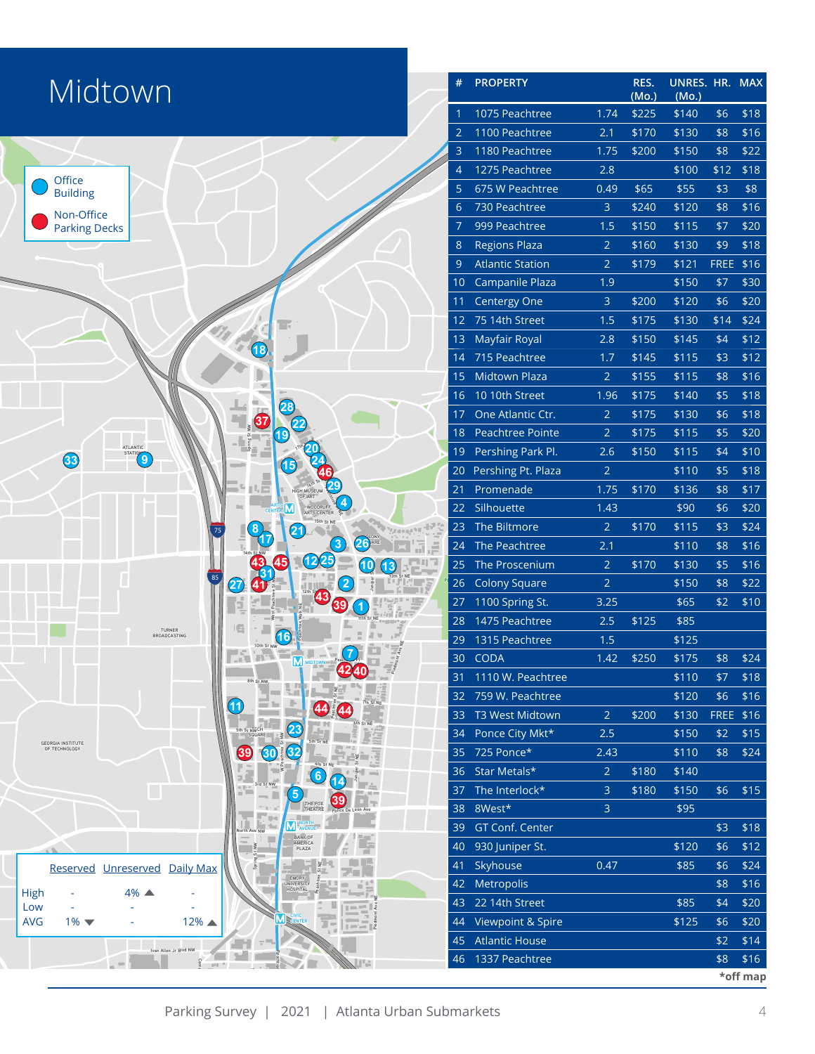# Midtown

- Office Building
- Non-Office Parking Decks

| | Reserved | Unreserved | Daily Max |
|---|---|---|---|
| High | - | 4% ▲ | - |
| Low | - | - | - |
| AVG | 1% ▼ | - | 12% ▲ |

| # | PROPERTY | | RES. (Mo.) | UNRES. (Mo.) | HR. | MAX |
|---|---|---|---|---|---|---|
| 1 | 1075 Peachtree | 1.74 | $225 | $140 | $6 | $18 |
| 2 | 1100 Peachtree | 2.1 | $170 | $130 | $8 | $16 |
| 3 | 1180 Peachtree | 1.75 | $200 | $150 | $8 | $22 |
| 4 | 1275 Peachtree | 2.8 | | $100 | $12 | $18 |
| 5 | 675 W Peachtree | 0.49 | $65 | $55 | $3 | $8 |
| 6 | 730 Peachtree | 3 | $240 | $120 | $8 | $16 |
| 7 | 999 Peachtree | 1.5 | $150 | $115 | $7 | $20 |
| 8 | Regions Plaza | 2 | $160 | $130 | $9 | $18 |
| 9 | Atlantic Station | 2 | $179 | $121 | FREE | $16 |
| 10 | Campanile Plaza | 1.9 | | $150 | $7 | $30 |
| 11 | Centergy One | 3 | $200 | $120 | $6 | $20 |
| 12 | 75 14th Street | 1.5 | $175 | $130 | $14 | $24 |
| 13 | Mayfair Royal | 2.8 | $150 | $145 | $4 | $12 |
| 14 | 715 Peachtree | 1.7 | $145 | $115 | $3 | $12 |
| 15 | Midtown Plaza | 2 | $155 | $115 | $8 | $16 |
| 16 | 10 10th Street | 1.96 | $175 | $140 | $5 | $18 |
| 17 | One Atlantic Ctr. | 2 | $175 | $130 | $6 | $18 |
| 18 | Peachtree Pointe | 2 | $175 | $115 | $5 | $20 |
| 19 | Pershing Park Pl. | 2.6 | $150 | $115 | $4 | $10 |
| 20 | Pershing Pt. Plaza | 2 | | $110 | $5 | $18 |
| 21 | Promenade | 1.75 | $170 | $136 | $8 | $17 |
| 22 | Silhouette | 1.43 | | $90 | $6 | $20 |
| 23 | The Biltmore | 2 | $170 | $115 | $3 | $24 |
| 24 | The Peachtree | 2.1 | | $110 | $8 | $16 |
| 25 | The Proscenium | 2 | $170 | $130 | $5 | $16 |
| 26 | Colony Square | 2 | | $150 | $8 | $22 |
| 27 | 1100 Spring St. | 3.25 | | $65 | $2 | $10 |
| 28 | 1475 Peachtree | 2.5 | $125 | $85 | | |
| 29 | 1315 Peachtree | 1.5 | | $125 | | |
| 30 | CODA | 1.42 | $250 | $175 | $8 | $24 |
| 31 | 1110 W. Peachtree | | | $110 | $7 | $18 |
| 32 | 759 W. Peachtree | | | $120 | $6 | $16 |
| 33 | T3 West Midtown | 2 | $200 | $130 | FREE | $16 |
| 34 | Ponce City Mkt* | 2.5 | | $150 | $2 | $15 |
| 35 | 725 Ponce* | 2.43 | | $110 | $8 | $24 |
| 36 | Star Metals* | 2 | $180 | $140 | | |
| 37 | The Interlock* | 3 | $180 | $150 | $6 | $15 |
| 38 | 8West* | 3 | | $95 | | |
| 39 | GT Conf. Center | | | | $3 | $18 |
| 40 | 930 Juniper St. | | | $120 | $6 | $12 |
| 41 | Skyhouse | 0.47 | | $85 | $6 | $24 |
| 42 | Metropolis | | | | $8 | $16 |
| 43 | 22 14th Street | | | $85 | $4 | $20 |
| 44 | Viewpoint & Spire | | | $125 | $6 | $20 |
| 45 | Atlantic House | | | | $2 | $14 |
| 46 | 1337 Peachtree | | | | $8 | $16 |

***off map**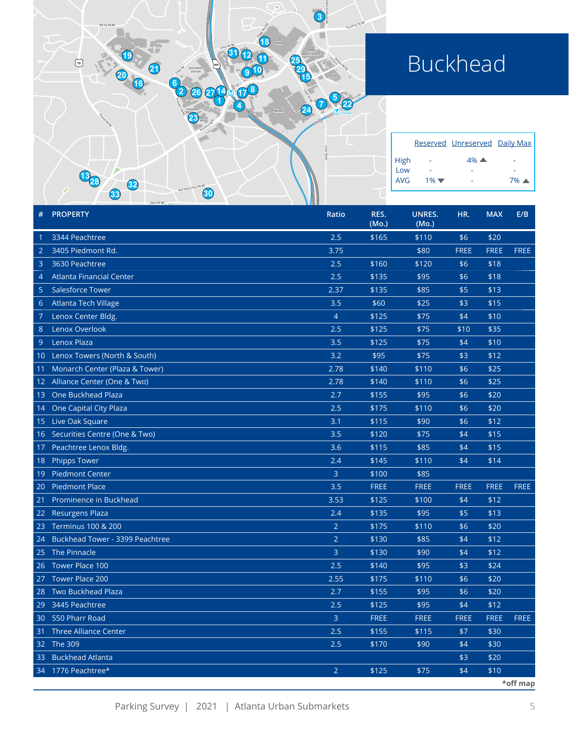# Buckhead

| | Reserved | Unreserved | Daily Max |
|---|---|---|---|
| High | - | 4% ▲ | - |
| Low | - | - | - |
| AVG | 1% ▼ | - | 7% ▲ |

| # | PROPERTY | Ratio | RES. (Mo.) | UNRES. (Mo.) | HR. | MAX | E/B |
|---|---|---|---|---|---|---|---|
| 1 | 3344 Peachtree | 2.5 | $165 | $110 | $6 | $20 | |
| 2 | 3405 Piedmont Rd. | 3.75 | | $80 | FREE | FREE | FREE |
| 3 | 3630 Peachtree | 2.5 | $160 | $120 | $6 | $18 | |
| 4 | Atlanta Financial Center | 2.5 | $135 | $95 | $6 | $18 | |
| 5 | Salesforce Tower | 2.37 | $135 | $85 | $5 | $13 | |
| 6 | Atlanta Tech Village | 3.5 | $60 | $25 | $3 | $15 | |
| 7 | Lenox Center Bldg. | 4 | $125 | $75 | $4 | $10 | |
| 8 | Lenox Overlook | 2.5 | $125 | $75 | $10 | $35 | |
| 9 | Lenox Plaza | 3.5 | $125 | $75 | $4 | $10 | |
| 10 | Lenox Towers (North & South) | 3.2 | $95 | $75 | $3 | $12 | |
| 11 | Monarch Center (Plaza & Tower) | 2.78 | $140 | $110 | $6 | $25 | |
| 12 | Alliance Center (One & Two) | 2.78 | $140 | $110 | $6 | $25 | |
| 13 | One Buckhead Plaza | 2.7 | $155 | $95 | $6 | $20 | |
| 14 | One Capital City Plaza | 2.5 | $175 | $110 | $6 | $20 | |
| 15 | Live Oak Square | 3.1 | $115 | $90 | $6 | $12 | |
| 16 | Securities Centre (One & Two) | 3.5 | $120 | $75 | $4 | $15 | |
| 17 | Peachtree Lenox Bldg. | 3.6 | $115 | $85 | $4 | $15 | |
| 18 | Phipps Tower | 2.4 | $145 | $110 | $4 | $14 | |
| 19 | Piedmont Center | 3 | $100 | $85 | | | |
| 20 | Piedmont Place | 3.5 | FREE | FREE | FREE | FREE | FREE |
| 21 | Prominence in Buckhead | 3.53 | $125 | $100 | $4 | $12 | |
| 22 | Resurgens Plaza | 2.4 | $135 | $95 | $5 | $13 | |
| 23 | Terminus 100 & 200 | 2 | $175 | $110 | $6 | $20 | |
| 24 | Buckhead Tower - 3399 Peachtree | 2 | $130 | $85 | $4 | $12 | |
| 25 | The Pinnacle | 3 | $130 | $90 | $4 | $12 | |
| 26 | Tower Place 100 | 2.5 | $140 | $95 | $3 | $24 | |
| 27 | Tower Place 200 | 2.55 | $175 | $110 | $6 | $20 | |
| 28 | Two Buckhead Plaza | 2.7 | $155 | $95 | $6 | $20 | |
| 29 | 3445 Peachtree | 2.5 | $125 | $95 | $4 | $12 | |
| 30 | 550 Pharr Road | 3 | FREE | FREE | FREE | FREE | FREE |
| 31 | Three Alliance Center | 2.5 | $155 | $115 | $7 | $30 | |
| 32 | The 309 | 2.5 | $170 | $90 | $4 | $30 | |
| 33 | Buckhead Atlanta | | | | $3 | $20 | |
| 34 | 1776 Peachtree* | 2 | $125 | $75 | $4 | $10 | |

*off map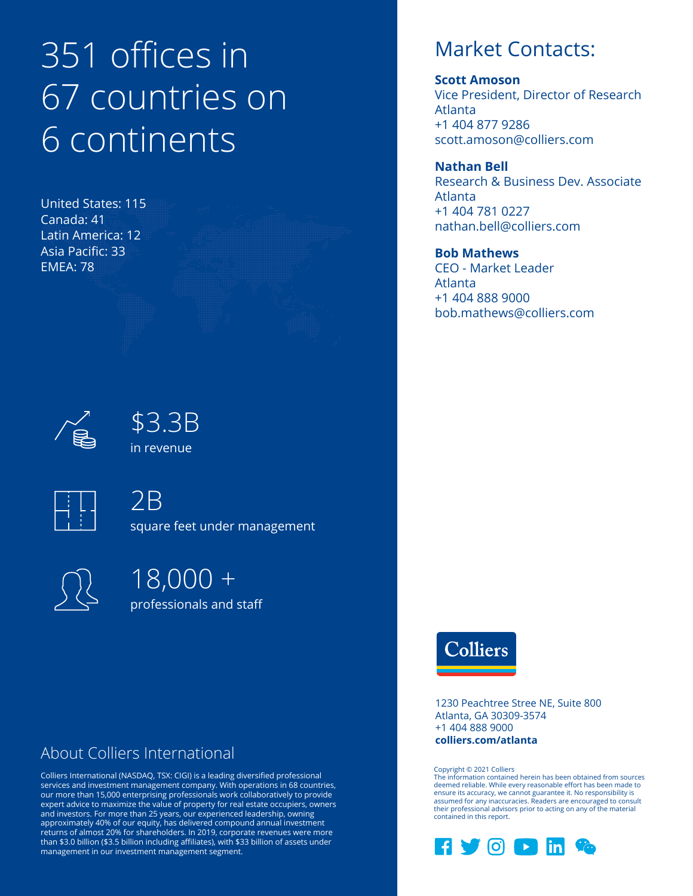# 351 offices in 67 countries on 6 continents

United States: 115
Canada: 41
Latin America: 12
Asia Pacific: 33
EMEA: 78

$3.3B
in revenue

2B
square feet under management

18,000 +
professionals and staff

## About Colliers International

Colliers International (NASDAQ, TSX: CIGI) is a leading diversified professional services and investment management company. With operations in 68 countries, our more than 15,000 enterprising professionals work collaboratively to provide expert advice to maximize the value of property for real estate occupiers, owners and investors. For more than 25 years, our experienced leadership, owning approximately 40% of our equity, has delivered compound annual investment returns of almost 20% for shareholders. In 2019, corporate revenues were more than $3.0 billion ($3.5 billion including affiliates), with $33 billion of assets under management in our investment management segment.

## Market Contacts:

**Scott Amoson**
Vice President, Director of Research
Atlanta
+1 404 877 9286
scott.amoson@colliers.com

**Nathan Bell**
Research & Business Dev. Associate
Atlanta
+1 404 781 0227
nathan.bell@colliers.com

**Bob Mathews**
CEO - Market Leader
Atlanta
+1 404 888 9000
bob.mathews@colliers.com

Colliers

1230 Peachtree Stree NE, Suite 800
Atlanta, GA 30309-3574
+1 404 888 9000
**colliers.com/atlanta**

Copyright © 2021 Colliers
The information contained herein has been obtained from sources deemed reliable. While every reasonable effort has been made to ensure its accuracy, we cannot guarantee it. No responsibility is assumed for any inaccuracies. Readers are encouraged to consult their professional advisors prior to acting on any of the material contained in this report.